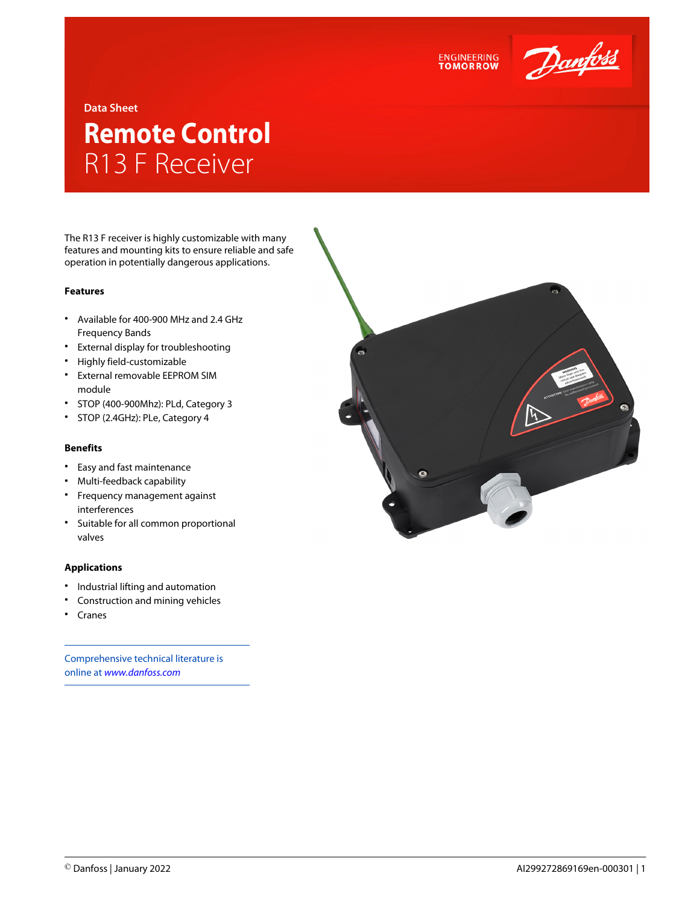Data Sheet

# Remote Control
## R13 F Receiver

The R13 F receiver is highly customizable with many features and mounting kits to ensure reliable and safe operation in potentially dangerous applications.

### Features

- Available for 400-900 MHz and 2.4 GHz Frequency Bands
- External display for troubleshooting
- Highly field-customizable
- External removable EEPROM SIM module
- STOP (400-900Mhz): PLd, Category 3
- STOP (2.4GHz): PLe, Category 4

### Benefits

- Easy and fast maintenance
- Multi-feedback capability
- Frequency management against interferences
- Suitable for all common proportional valves

### Applications

- Industrial lifting and automation
- Construction and mining vehicles
- Cranes

Comprehensive technical literature is online at *www.danfoss.com*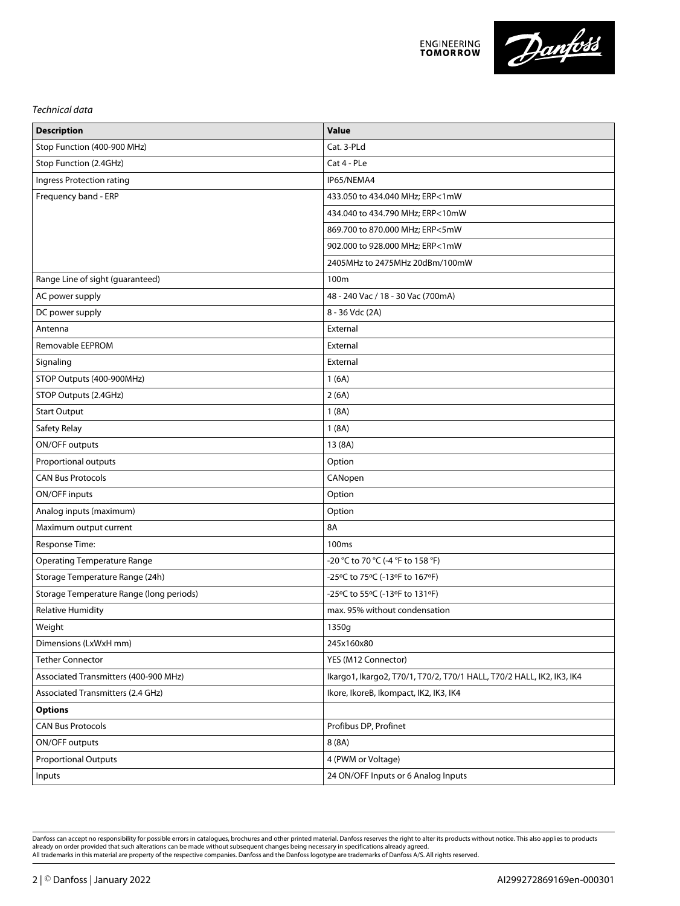*Technical data*

| Description | Value |
| --- | --- |
| Stop Function (400-900 MHz) | Cat. 3-PLd |
| Stop Function (2.4GHz) | Cat 4 - PLe |
| Ingress Protection rating | IP65/NEMA4 |
| Frequency band - ERP | 433.050 to 434.040 MHz; ERP<1mW |
| | 434.040 to 434.790 MHz; ERP<10mW |
| | 869.700 to 870.000 MHz; ERP<5mW |
| | 902.000 to 928.000 MHz; ERP<1mW |
| | 2405MHz to 2475MHz 20dBm/100mW |
| Range Line of sight (guaranteed) | 100m |
| AC power supply | 48 - 240 Vac / 18 - 30 Vac (700mA) |
| DC power supply | 8 - 36 Vdc (2A) |
| Antenna | External |
| Removable EEPROM | External |
| Signaling | External |
| STOP Outputs (400-900MHz) | 1 (6A) |
| STOP Outputs (2.4GHz) | 2 (6A) |
| Start Output | 1 (8A) |
| Safety Relay | 1 (8A) |
| ON/OFF outputs | 13 (8A) |
| Proportional outputs | Option |
| CAN Bus Protocols | CANopen |
| ON/OFF inputs | Option |
| Analog inputs (maximum) | Option |
| Maximum output current | 8A |
| Response Time: | 100ms |
| Operating Temperature Range | -20 °C to 70 °C (-4 °F to 158 °F) |
| Storage Temperature Range (24h) | -25ºC to 75ºC (-13ºF to 167ºF) |
| Storage Temperature Range (long periods) | -25ºC to 55ºC (-13ºF to 131ºF) |
| Relative Humidity | max. 95% without condensation |
| Weight | 1350g |
| Dimensions (LxWxH mm) | 245x160x80 |
| Tether Connector | YES (M12 Connector) |
| Associated Transmitters (400-900 MHz) | Ikargo1, Ikargo2, T70/1, T70/2, T70/1 HALL, T70/2 HALL, IK2, IK3, IK4 |
| Associated Transmitters (2.4 GHz) | Ikore, IkoreB, Ikompact, IK2, IK3, IK4 |
| **Options** | |
| CAN Bus Protocols | Profibus DP, Profinet |
| ON/OFF outputs | 8 (8A) |
| Proportional Outputs | 4 (PWM or Voltage) |
| Inputs | 24 ON/OFF Inputs or 6 Analog Inputs |

Danfoss can accept no responsibility for possible errors in catalogues, brochures and other printed material. Danfoss reserves the right to alter its products without notice. This also applies to products already on order provided that such alterations can be made without subsequent changes being necessary in specifications already agreed.
All trademarks in this material are property of the respective companies. Danfoss and the Danfoss logotype are trademarks of Danfoss A/S. All rights reserved.